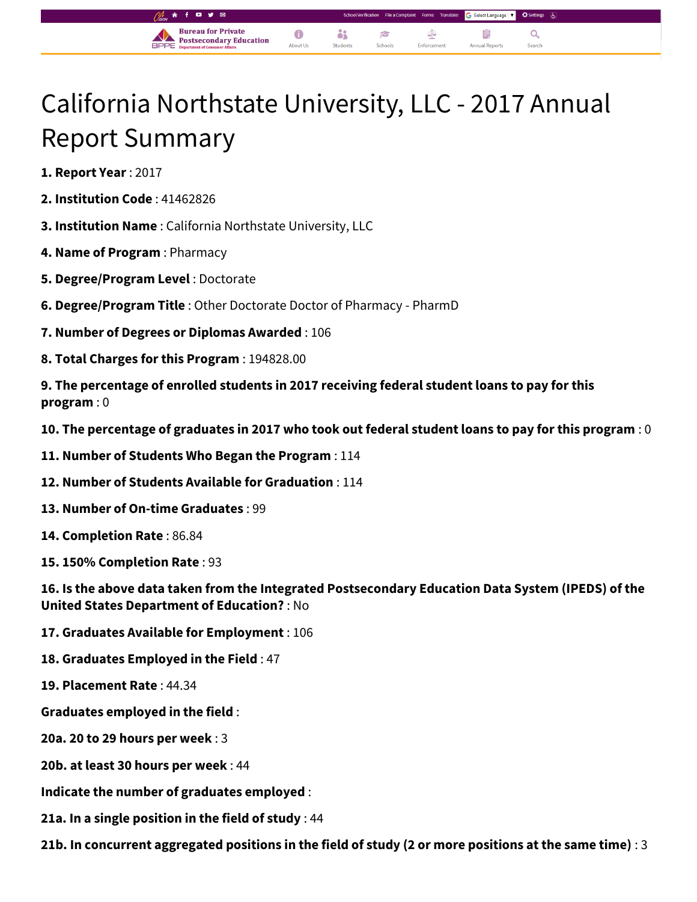# California Northstate University, LLC - 2017 Annual Report Summary

**1. Report Year** : 2017

**2. Institution Code** : 41462826

**3. Institution Name** : California Northstate University, LLC

**4. Name of Program** : Pharmacy

**5. Degree/Program Level** : Doctorate

**6. Degree/Program Title** : Other Doctorate Doctor of Pharmacy - PharmD

**7. Number of Degrees or Diplomas Awarded** : 106

**8. Total Charges for this Program** : 194828.00

**9. The percentage of enrolled students in 2017 receiving federal student loans to pay for this program** : 0

**10. The percentage of graduates in 2017 who took out federal student loans to pay for this program** : 0

**11. Number of Students Who Began the Program** : 114

**12. Number of Students Available for Graduation** : 114

**13. Number of On-time Graduates** : 99

**14. Completion Rate** : 86.84

**15. 150% Completion Rate** : 93

**16. Is the above data taken from the Integrated Postsecondary Education Data System (IPEDS) of the United States Department of Education?** : No

**17. Graduates Available for Employment** : 106

**18. Graduates Employed in the Field** : 47

**19. Placement Rate** : 44.34

**Graduates employed in the field** :

**20a. 20 to 29 hours per week** : 3

**20b. at least 30 hours per week** : 44

**Indicate the number of graduates employed** :

**21a. In a single position in the field of study** : 44

**21b. In concurrent aggregated positions in the field of study (2 or more positions at the same time)** : 3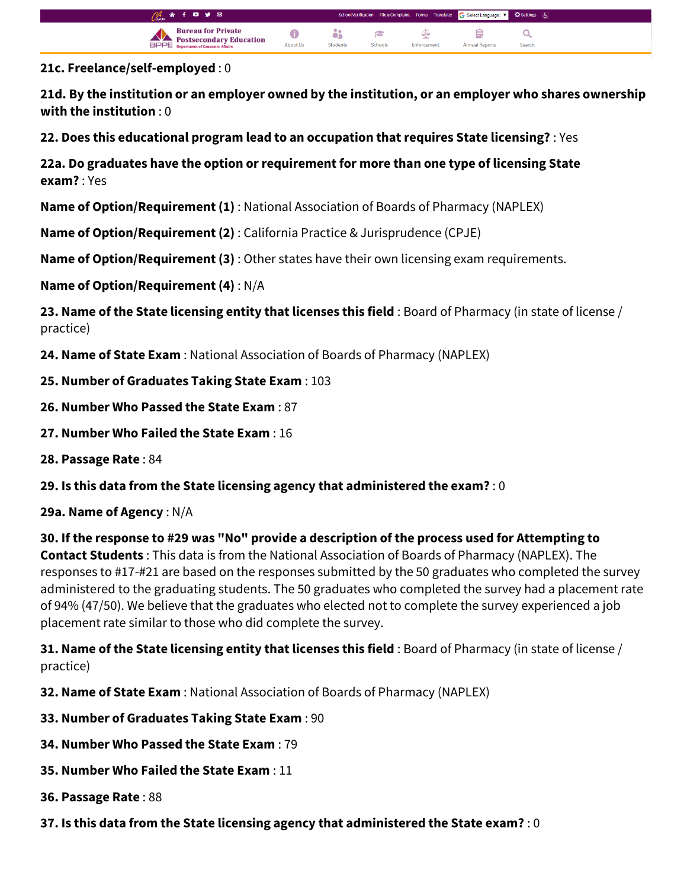**21c. Freelance/self-employed** : 0

**21d. By the institution or an employer owned by the institution, or an employer who shares ownership with the institution** : 0

**22. Does this educational program lead to an occupation that requires State licensing?** : Yes

**22a. Do graduates have the option or requirement for more than one type of licensing State exam?** : Yes

**Name of Option/Requirement (1)** : National Association of Boards of Pharmacy (NAPLEX)

**Name of Option/Requirement (2)** : California Practice & Jurisprudence (CPJE)

**Name of Option/Requirement (3)** : Other states have their own licensing exam requirements.

**Name of Option/Requirement (4)** : N/A

**23. Name of the State licensing entity that licenses this field** : Board of Pharmacy (in state of license / practice)

**24. Name of State Exam** : National Association of Boards of Pharmacy (NAPLEX)

**25. Number of Graduates Taking State Exam** : 103

**26. Number Who Passed the State Exam** : 87

**27. Number Who Failed the State Exam** : 16

**28. Passage Rate** : 84

**29. Is this data from the State licensing agency that administered the exam?** : 0

**29a. Name of Agency** : N/A

**30. If the response to #29 was "No" provide a description of the process used for Attempting to Contact Students** : This data is from the National Association of Boards of Pharmacy (NAPLEX). The responses to #17-#21 are based on the responses submitted by the 50 graduates who completed the survey administered to the graduating students. The 50 graduates who completed the survey had a placement rate of 94% (47/50). We believe that the graduates who elected not to complete the survey experienced a job placement rate similar to those who did complete the survey.

**31. Name of the State licensing entity that licenses this field** : Board of Pharmacy (in state of license / practice)

**32. Name of State Exam** : National Association of Boards of Pharmacy (NAPLEX)

**33. Number of Graduates Taking State Exam** : 90

**34. Number Who Passed the State Exam** : 79

**35. Number Who Failed the State Exam** : 11

**36. Passage Rate** : 88

**37. Is this data from the State licensing agency that administered the State exam?** : 0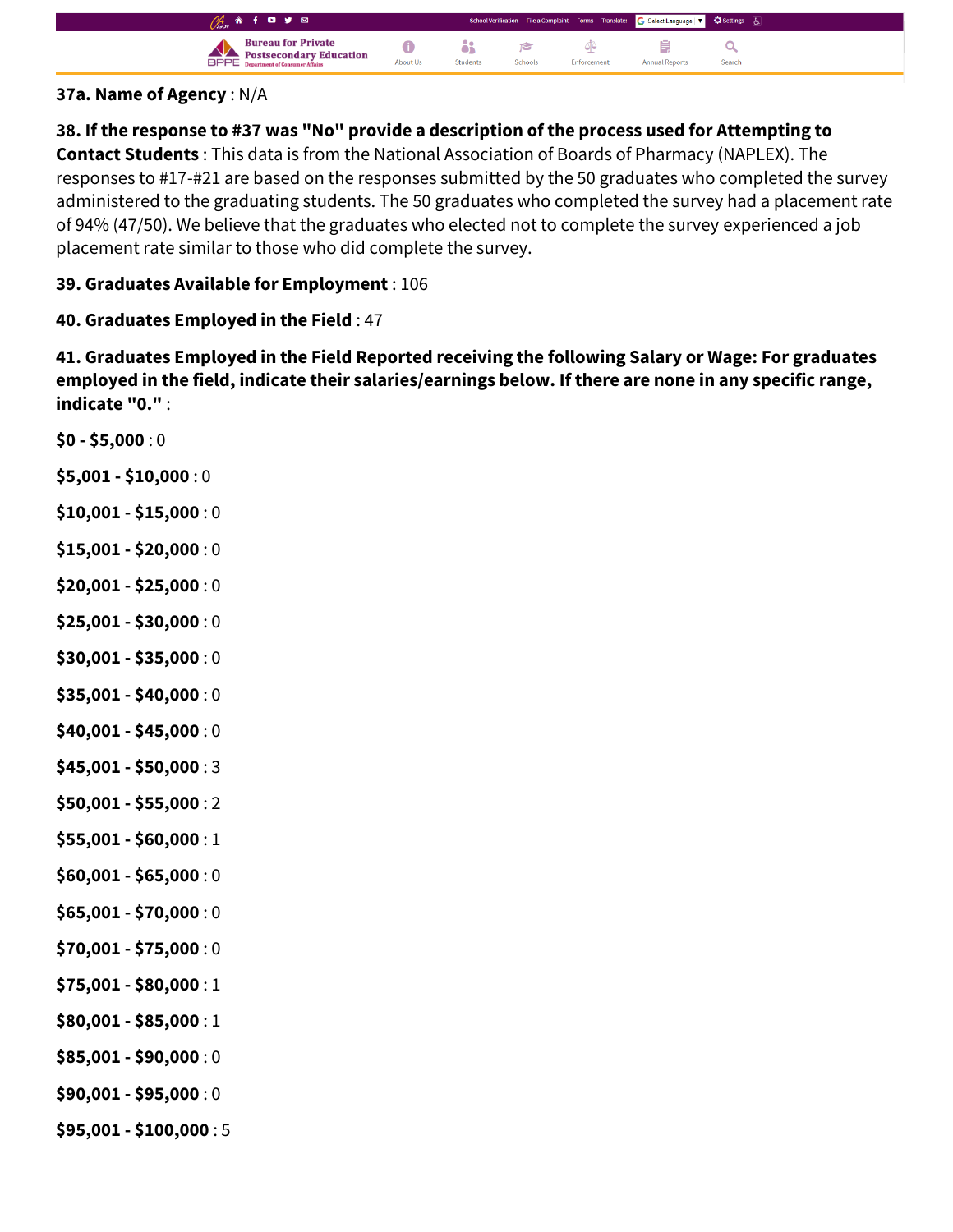**37a. Name of Agency** : N/A

**38. If the response to #37 was "No" provide a description of the process used for Attempting to Contact Students** : This data is from the National Association of Boards of Pharmacy (NAPLEX). The responses to #17-#21 are based on the responses submitted by the 50 graduates who completed the survey administered to the graduating students. The 50 graduates who completed the survey had a placement rate of 94% (47/50). We believe that the graduates who elected not to complete the survey experienced a job placement rate similar to those who did complete the survey.

**39. Graduates Available for Employment** : 106

**40. Graduates Employed in the Field** : 47

**41. Graduates Employed in the Field Reported receiving the following Salary or Wage: For graduates employed in the field, indicate their salaries/earnings below. If there are none in any specific range, indicate "0."** :

**$0 - $5,000** : 0

**$5,001 - $10,000** : 0

**$10,001 - $15,000** : 0

**$15,001 - $20,000** : 0

**$20,001 - $25,000** : 0

**$25,001 - $30,000** : 0

**$30,001 - $35,000** : 0

**$35,001 - $40,000** : 0

**$40,001 - $45,000** : 0

**$45,001 - $50,000** : 3

**$50,001 - $55,000** : 2

**$55,001 - $60,000** : 1

**$60,001 - $65,000** : 0

**$65,001 - $70,000** : 0

**$70,001 - $75,000** : 0

**$75,001 - $80,000** : 1

**$80,001 - $85,000** : 1

**$85,001 - $90,000** : 0

**$90,001 - $95,000** : 0

**$95,001 - $100,000** : 5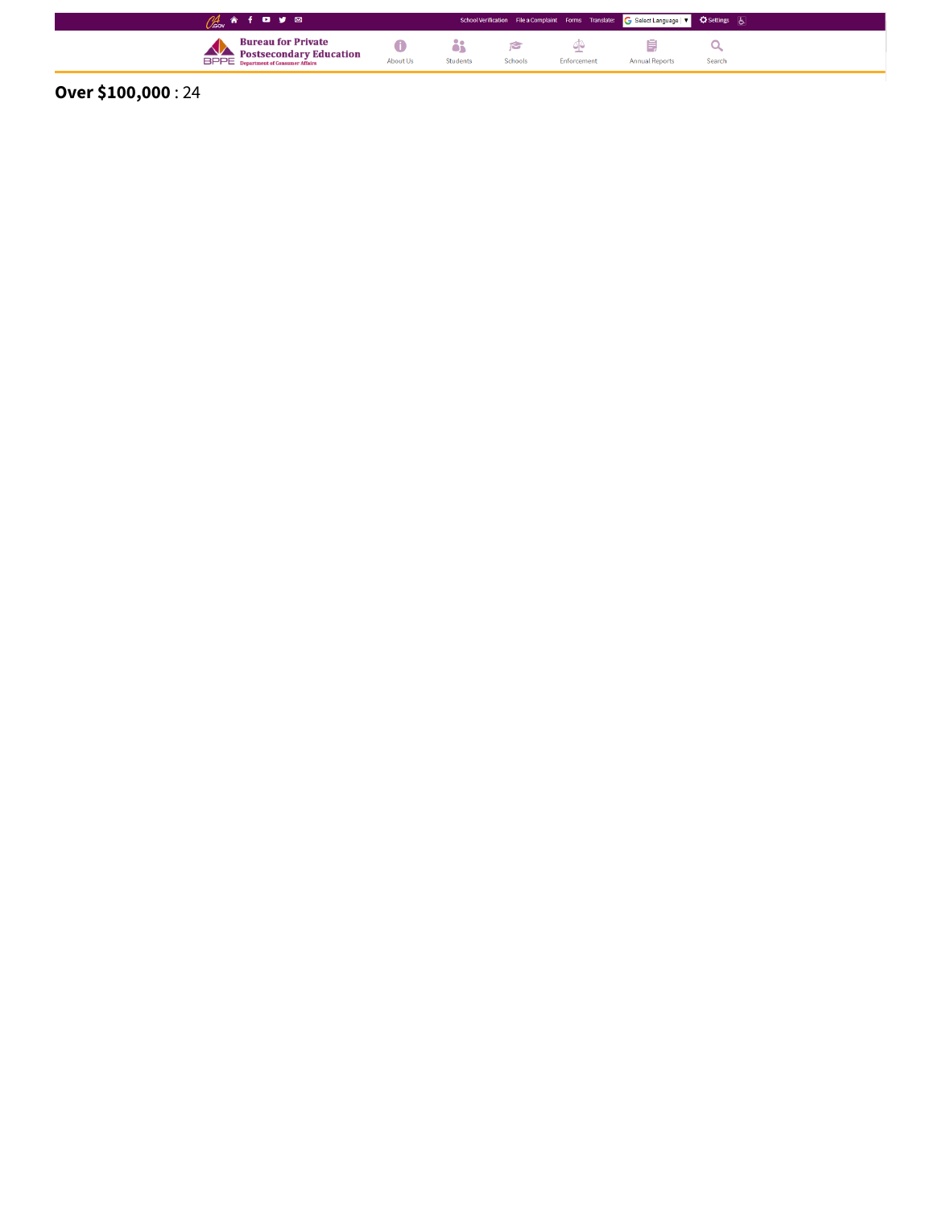**Over $100,000** : 24